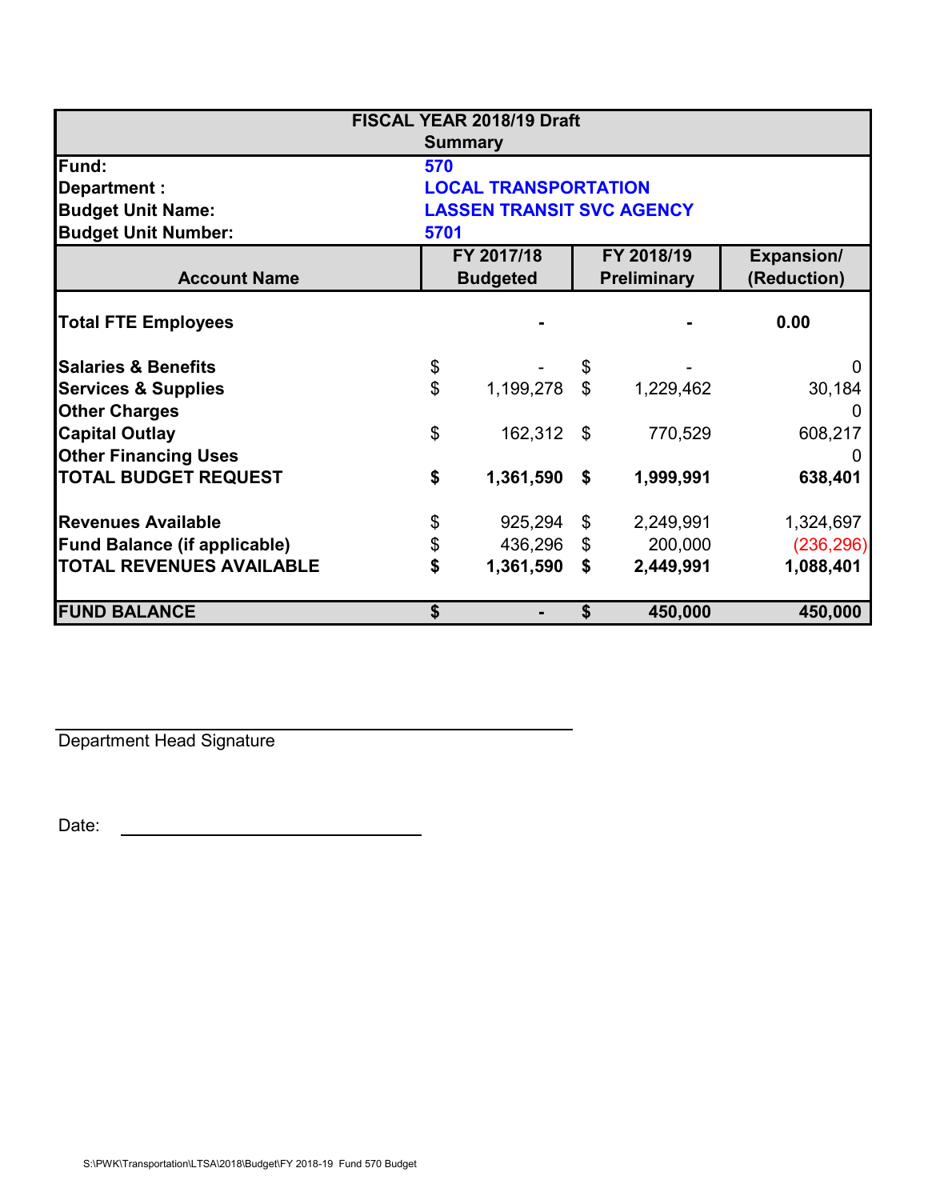| FISCAL YEAR 2018/19 Draft Summary | | | |
|---|---|---|---|
| **Fund:** | **570** | | |
| **Department :** | **LOCAL TRANSPORTATION** | | |
| **Budget Unit Name:** | **LASSEN TRANSIT SVC AGENCY** | | |
| **Budget Unit Number:** | **5701** | | |

| **Account Name** | **FY 2017/18 Budgeted** | **FY 2018/19 Preliminary** | **Expansion/ (Reduction)** |
|---|---|---|---|
| **Total FTE Employees** | - | - | 0.00 |
| **Salaries & Benefits** | $ - | $ - | 0 |
| **Services & Supplies** | $ 1,199,278 | $ 1,229,462 | 30,184 |
| **Other Charges** | | | 0 |
| **Capital Outlay** | $ 162,312 | $ 770,529 | 608,217 |
| **Other Financing Uses** | | | 0 |
| **TOTAL BUDGET REQUEST** | **$ 1,361,590** | **$ 1,999,991** | **638,401** |
| **Revenues Available** | $ 925,294 | $ 2,249,991 | 1,324,697 |
| **Fund Balance (if applicable)** | $ 436,296 | $ 200,000 | (236,296) |
| **TOTAL REVENUES AVAILABLE** | **$ 1,361,590** | **$ 2,449,991** | **1,088,401** |
| **FUND BALANCE** | **$ -** | **$ 450,000** | **450,000** |

Department Head Signature

Date:

S:\PWK\Transportation\LTSA\2018\Budget\FY 2018-19 Fund 570 Budget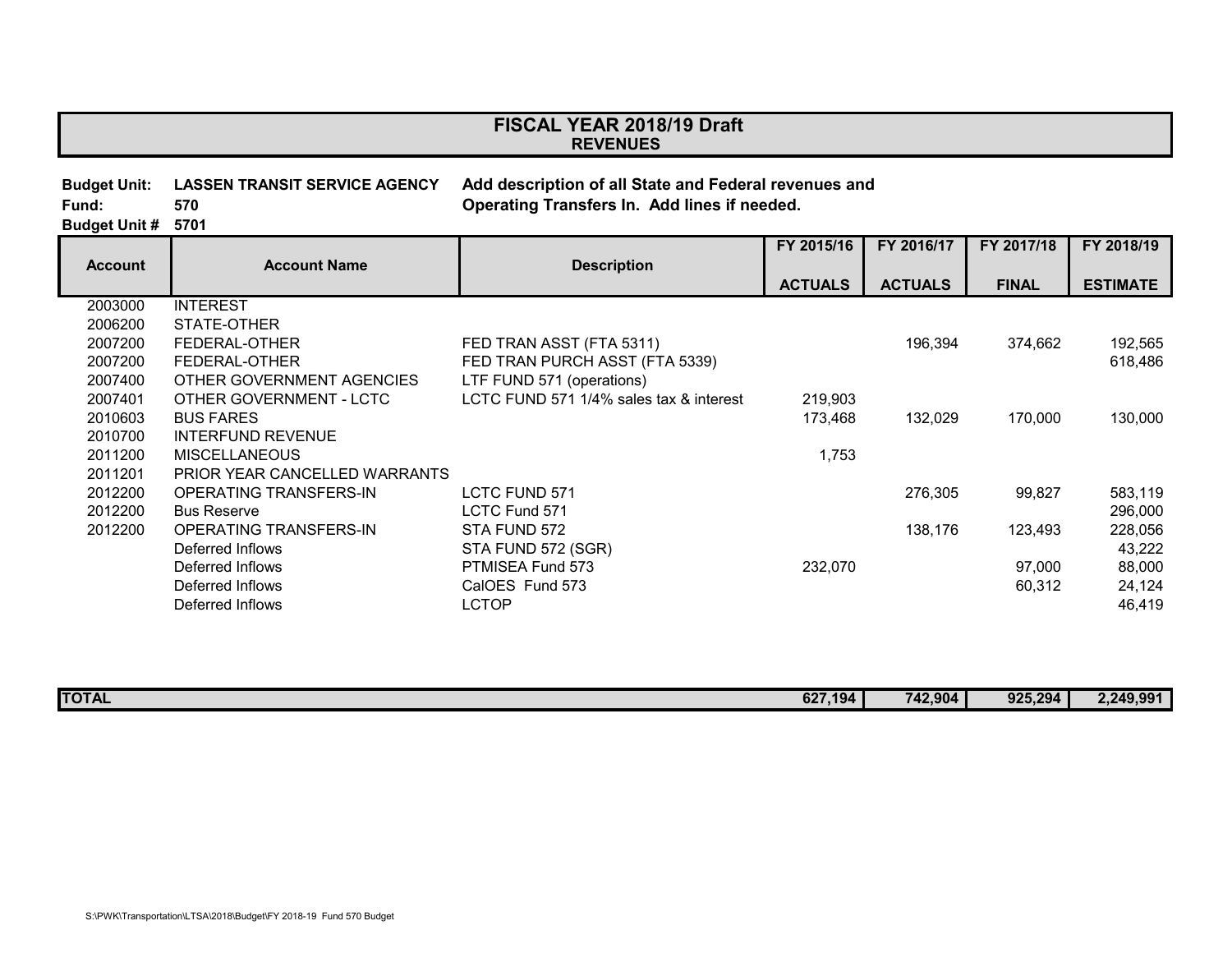# FISCAL YEAR 2018/19 Draft
## REVENUES

**Budget Unit:** **LASSEN TRANSIT SERVICE AGENCY**
**Fund:** **570**
**Budget Unit #** **5701**

**Add description of all State and Federal revenues and Operating Transfers In. Add lines if needed.**

| Account | Account Name | Description | FY 2015/16 ACTUALS | FY 2016/17 ACTUALS | FY 2017/18 FINAL | FY 2018/19 ESTIMATE |
|---|---|---|---|---|---|---|
| 2003000 | INTEREST | | | | | |
| 2006200 | STATE-OTHER | | | | | |
| 2007200 | FEDERAL-OTHER | FED TRAN ASST (FTA 5311) | | 196,394 | 374,662 | 192,565 |
| 2007200 | FEDERAL-OTHER | FED TRAN PURCH ASST (FTA 5339) | | | | 618,486 |
| 2007400 | OTHER GOVERNMENT AGENCIES | LTF FUND 571 (operations) | | | | |
| 2007401 | OTHER GOVERNMENT - LCTC | LCTC FUND 571 1/4% sales tax & interest | 219,903 | | | |
| 2010603 | BUS FARES | | 173,468 | 132,029 | 170,000 | 130,000 |
| 2010700 | INTERFUND REVENUE | | | | | |
| 2011200 | MISCELLANEOUS | | 1,753 | | | |
| 2011201 | PRIOR YEAR CANCELLED WARRANTS | | | | | |
| 2012200 | OPERATING TRANSFERS-IN | LCTC FUND 571 | | 276,305 | 99,827 | 583,119 |
| 2012200 | Bus Reserve | LCTC Fund 571 | | | | 296,000 |
| 2012200 | OPERATING TRANSFERS-IN | STA FUND 572 | | 138,176 | 123,493 | 228,056 |
| | Deferred Inflows | STA FUND 572 (SGR) | | | | 43,222 |
| | Deferred Inflows | PTMISEA Fund 573 | 232,070 | | 97,000 | 88,000 |
| | Deferred Inflows | CalOES Fund 573 | | | 60,312 | 24,124 |
| | Deferred Inflows | LCTOP | | | | 46,419 |
| **TOTAL** | | | **627,194** | **742,904** | **925,294** | **2,249,991** |

S:\PWK\Transportation\LTSA\2018\Budget\FY 2018-19 Fund 570 Budget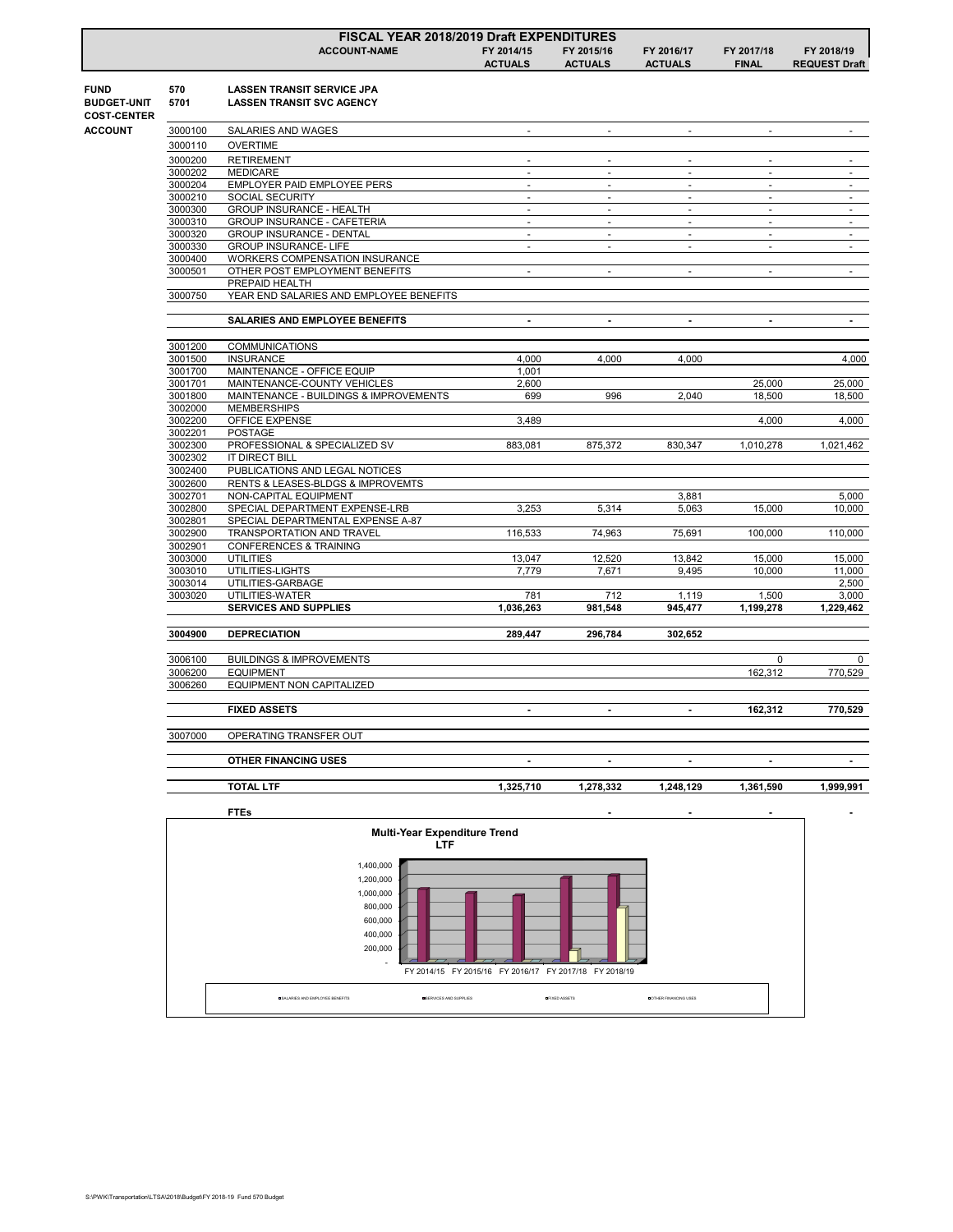# FISCAL YEAR 2018/2019 Draft EXPENDITURES

| | | ACCOUNT-NAME | FY 2014/15 ACTUALS | FY 2015/16 ACTUALS | FY 2016/17 ACTUALS | FY 2017/18 FINAL | FY 2018/19 REQUEST Draft |
|---|---|---|---|---|---|---|---|
| FUND | 570 | LASSEN TRANSIT SERVICE JPA | | | | | |
| BUDGET-UNIT | 5701 | LASSEN TRANSIT SVC AGENCY | | | | | |
| COST-CENTER | | | | | | | |
| ACCOUNT | 3000100 | SALARIES AND WAGES | - | - | - | - | - |
| | 3000110 | OVERTIME | | | | | |
| | 3000200 | RETIREMENT | - | - | - | - | - |
| | 3000202 | MEDICARE | - | - | - | - | - |
| | 3000204 | EMPLOYER PAID EMPLOYEE PERS | - | - | - | - | - |
| | 3000210 | SOCIAL SECURITY | - | - | - | - | - |
| | 3000300 | GROUP INSURANCE - HEALTH | - | - | - | - | - |
| | 3000310 | GROUP INSURANCE - CAFETERIA | - | - | - | - | - |
| | 3000320 | GROUP INSURANCE - DENTAL | - | - | - | - | - |
| | 3000330 | GROUP INSURANCE- LIFE | - | - | - | - | - |
| | 3000400 | WORKERS COMPENSATION INSURANCE | | | | | |
| | 3000501 | OTHER POST EMPLOYMENT BENEFITS | - | - | - | - | - |
| | | PREPAID HEALTH | | | | | |
| | 3000750 | YEAR END SALARIES AND EMPLOYEE BENEFITS | | | | | |
| | | **SALARIES AND EMPLOYEE BENEFITS** | **-** | **-** | **-** | **-** | **-** |
| | 3001200 | COMMUNICATIONS | | | | | |
| | 3001500 | INSURANCE | 4,000 | 4,000 | 4,000 | | 4,000 |
| | 3001700 | MAINTENANCE - OFFICE EQUIP | 1,001 | | | | |
| | 3001701 | MAINTENANCE-COUNTY VEHICLES | 2,600 | | | 25,000 | 25,000 |
| | 3001800 | MAINTENANCE - BUILDINGS & IMPROVEMENTS | 699 | 996 | 2,040 | 18,500 | 18,500 |
| | 3002000 | MEMBERSHIPS | | | | | |
| | 3002200 | OFFICE EXPENSE | 3,489 | | | 4,000 | 4,000 |
| | 3002201 | POSTAGE | | | | | |
| | 3002300 | PROFESSIONAL & SPECIALIZED SV | 883,081 | 875,372 | 830,347 | 1,010,278 | 1,021,462 |
| | 3002302 | IT DIRECT BILL | | | | | |
| | 3002400 | PUBLICATIONS AND LEGAL NOTICES | | | | | |
| | 3002600 | RENTS & LEASES-BLDGS & IMPROVEMTS | | | | | |
| | 3002701 | NON-CAPITAL EQUIPMENT | | | 3,881 | | 5,000 |
| | 3002800 | SPECIAL DEPARTMENT EXPENSE-LRB | 3,253 | 5,314 | 5,063 | 15,000 | 10,000 |
| | 3002801 | SPECIAL DEPARTMENTAL EXPENSE A-87 | | | | | |
| | 3002900 | TRANSPORTATION AND TRAVEL | 116,533 | 74,963 | 75,691 | 100,000 | 110,000 |
| | 3002901 | CONFERENCES & TRAINING | | | | | |
| | 3003000 | UTILITIES | 13,047 | 12,520 | 13,842 | 15,000 | 15,000 |
| | 3003010 | UTILITIES-LIGHTS | 7,779 | 7,671 | 9,495 | 10,000 | 11,000 |
| | 3003014 | UTILITIES-GARBAGE | | | | | 2,500 |
| | 3003020 | UTILITIES-WATER | 781 | 712 | 1,119 | 1,500 | 3,000 |
| | | **SERVICES AND SUPPLIES** | **1,036,263** | **981,548** | **945,477** | **1,199,278** | **1,229,462** |
| | **3004900** | **DEPRECIATION** | **289,447** | **296,784** | **302,652** | | |
| | 3006100 | BUILDINGS & IMPROVEMENTS | | | | 0 | 0 |
| | 3006200 | EQUIPMENT | | | | 162,312 | 770,529 |
| | 3006260 | EQUIPMENT NON CAPITALIZED | | | | | |
| | | **FIXED ASSETS** | **-** | **-** | **-** | **162,312** | **770,529** |
| | 3007000 | OPERATING TRANSFER OUT | | | | | |
| | | **OTHER FINANCING USES** | **-** | **-** | **-** | **-** | **-** |
| | | **TOTAL LTF** | **1,325,710** | **1,278,332** | **1,248,129** | **1,361,590** | **1,999,991** |
| | | **FTEs** | | **-** | **-** | **-** | **-** |

Multi-Year Expenditure Trend
LTF

1,400,000
1,200,000
1,000,000
800,000
600,000
400,000
200,000
-

FY 2014/15 FY 2015/16 FY 2016/17 FY 2017/18 FY 2018/19

SALARIES AND EMPLOYEE BENEFITS
SERVICES AND SUPPLIES
FIXED ASSETS
OTHER FINANCING USES

S:\PWK\Transportation\LTSA\2018\Budget\FY 2018-19 Fund 570 Budget